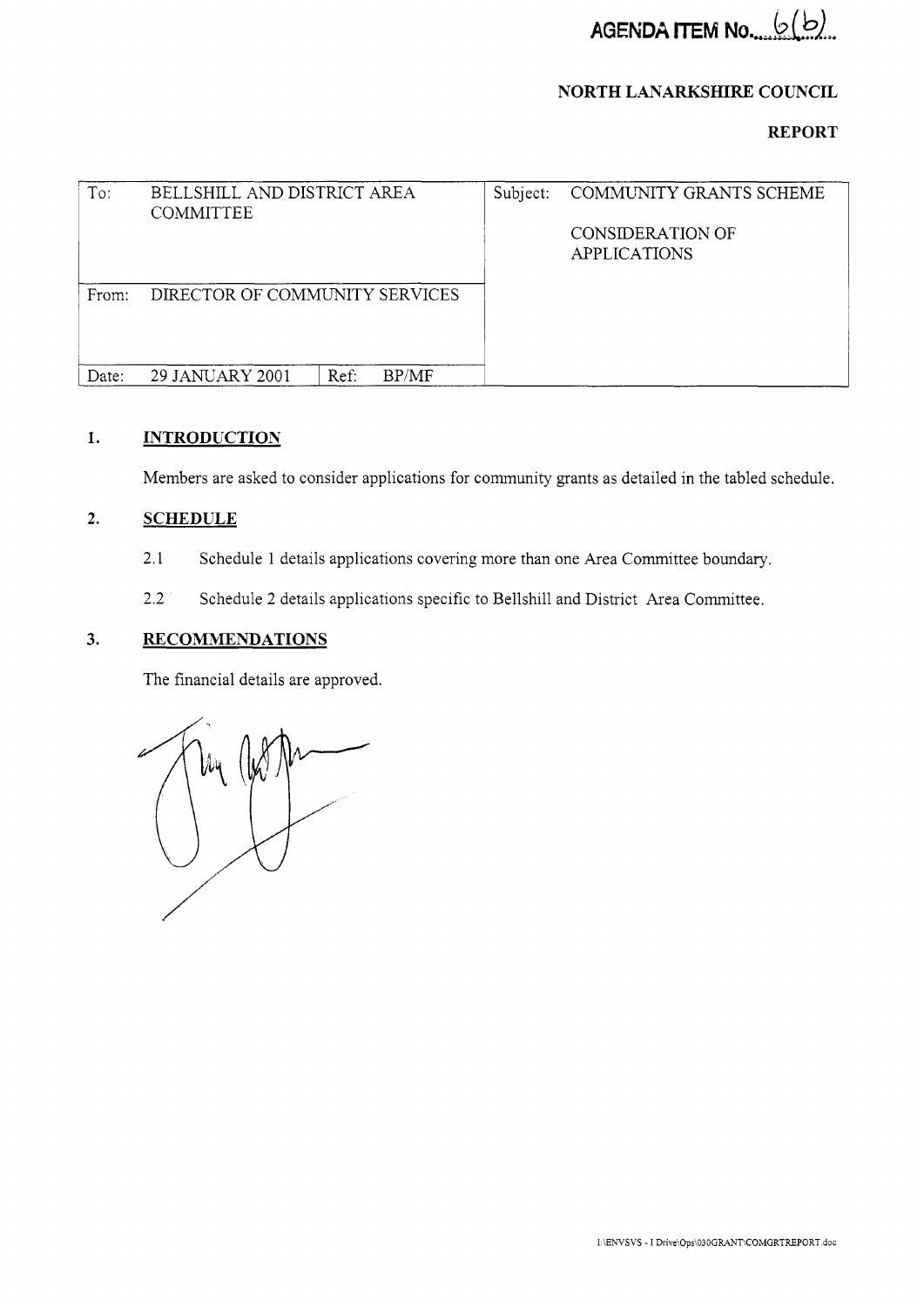AGENDA ITEM No. 6(b)

**NORTH LANARKSHIRE COUNCIL**

**REPORT**

| To: | BELLSHILL AND DISTRICT AREA COMMITTEE | | | Subject: | COMMUNITY GRANTS SCHEME<br><br>CONSIDERATION OF APPLICATIONS |
|---|---|---|---|---|---|
| From: | DIRECTOR OF COMMUNITY SERVICES | | | | |
| Date: | 29 JANUARY 2001 | Ref: | BP/MF | | |

## 1. INTRODUCTION

Members are asked to consider applications for community grants as detailed in the tabled schedule.

## 2. SCHEDULE

2.1 Schedule 1 details applications covering more than one Area Committee boundary.

2.2 Schedule 2 details applications specific to Bellshill and District Area Committee.

## 3. RECOMMENDATIONS

The financial details are approved.

I:\ENVSVS - I Drive\Ops\030GRANT\COMGRTREPORT.doc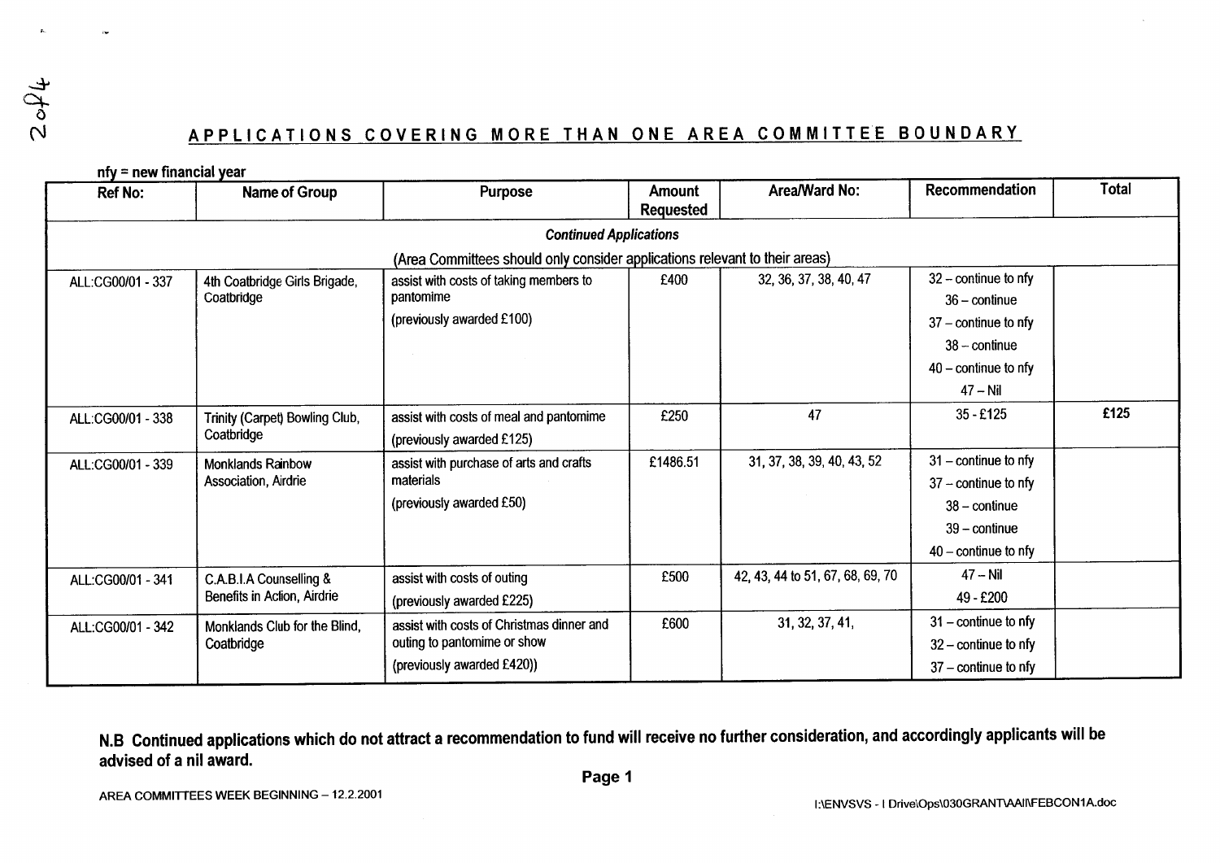## APPLICATIONS COVERING MORE THAN ONE AREA COMMITTEE BOUNDARY

nfy = new financial year

| Ref No: | Name of Group | Purpose | Amount Requested | Area/Ward No: | Recommendation | Total |
|---|---|---|---|---|---|---|
| | | ***Continued Applications*** | | | | |
| | | (Area Committees should only consider applications relevant to their areas) | | | | |
| ALL:CG00/01 - 337 | 4th Coatbridge Girls Brigade, Coatbridge | assist with costs of taking members to pantomime (previously awarded £100) | £400 | 32, 36, 37, 38, 40, 47 | 32 – continue to nfy<br>36 – continue<br>37 – continue to nfy<br>38 – continue<br>40 – continue to nfy<br>47 – Nil | |
| ALL:CG00/01 - 338 | Trinity (Carpet) Bowling Club, Coatbridge | assist with costs of meal and pantomime (previously awarded £125) | £250 | 47 | 35 - £125 | £125 |
| ALL:CG00/01 - 339 | Monklands Rainbow Association, Airdrie | assist with purchase of arts and crafts materials (previously awarded £50) | £1486.51 | 31, 37, 38, 39, 40, 43, 52 | 31 – continue to nfy<br>37 – continue to nfy<br>38 – continue<br>39 – continue<br>40 – continue to nfy | |
| ALL:CG00/01 - 341 | C.A.B.I.A Counselling & Benefits in Action, Airdrie | assist with costs of outing (previously awarded £225) | £500 | 42, 43, 44 to 51, 67, 68, 69, 70 | 47 – Nil<br>49 - £200 | |
| ALL:CG00/01 - 342 | Monklands Club for the Blind, Coatbridge | assist with costs of Christmas dinner and outing to pantomime or show (previously awarded £420)) | £600 | 31, 32, 37, 41, | 31 – continue to nfy<br>32 – continue to nfy<br>37 – continue to nfy | |

**N.B Continued applications which do not attract a recommendation to fund will receive no further consideration, and accordingly applicants will be advised of a nil award.**

AREA COMMITTEES WEEK BEGINNING – 12.2.2001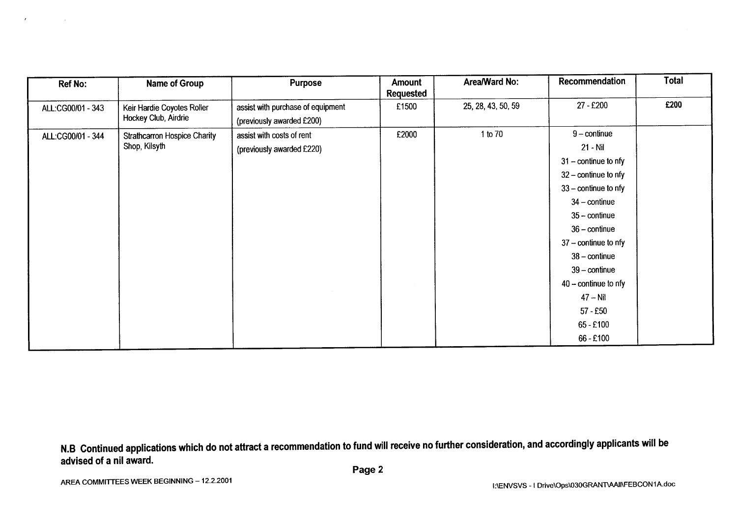| Ref No: | Name of Group | Purpose | Amount Requested | Area/Ward No: | Recommendation | Total |
|---|---|---|---|---|---|---|
| ALL:CG00/01 - 343 | Keir Hardie Coyotes Roller Hockey Club, Airdrie | assist with purchase of equipment (previously awarded £200) | £1500 | 25, 28, 43, 50, 59 | 27 - £200 | £200 |
| ALL:CG00/01 - 344 | Strathcarron Hospice Charity Shop, Kilsyth | assist with costs of rent (previously awarded £220) | £2000 | 1 to 70 | 9 – continue<br>21 - Nil<br>31 – continue to nfy<br>32 – continue to nfy<br>33 – continue to nfy<br>34 – continue<br>35 – continue<br>36 – continue<br>37 – continue to nfy<br>38 – continue<br>39 – continue<br>40 – continue to nfy<br>47 – Nil<br>57 - £50<br>65 - £100<br>66 - £100 | |

**N.B Continued applications which do not attract a recommendation to fund will receive no further consideration, and accordingly applicants will be advised of a nil award.**

AREA COMMITTEES WEEK BEGINNING – 12.2.2001

I:\ENVSVS - I Drive\Ops\030GRANT\AAII\FEBCON1A.doc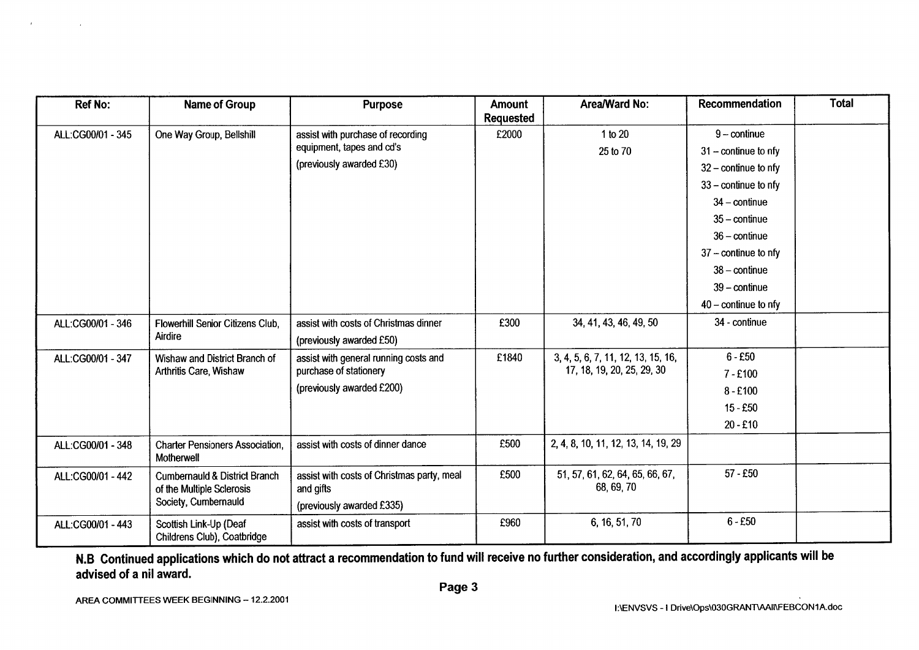| Ref No: | Name of Group | Purpose | Amount Requested | Area/Ward No: | Recommendation | Total |
|---|---|---|---|---|---|---|
| ALL:CG00/01 - 345 | One Way Group, Bellshill | assist with purchase of recording equipment, tapes and cd's<br>(previously awarded £30) | £2000 | 1 to 20<br>25 to 70 | 9 – continue<br>31 – continue to nfy<br>32 – continue to nfy<br>33 – continue to nfy<br>34 – continue<br>35 – continue<br>36 – continue<br>37 – continue to nfy<br>38 – continue<br>39 – continue<br>40 – continue to nfy | |
| ALL:CG00/01 - 346 | Flowerhill Senior Citizens Club, Airdire | assist with costs of Christmas dinner<br>(previously awarded £50) | £300 | 34, 41, 43, 46, 49, 50 | 34 - continue | |
| ALL:CG00/01 - 347 | Wishaw and District Branch of Arthritis Care, Wishaw | assist with general running costs and purchase of stationery<br>(previously awarded £200) | £1840 | 3, 4, 5, 6, 7, 11, 12, 13, 15, 16, 17, 18, 19, 20, 25, 29, 30 | 6 - £50<br>7 - £100<br>8 - £100<br>15 - £50<br>20 - £10 | |
| ALL:CG00/01 - 348 | Charter Pensioners Association, Motherwell | assist with costs of dinner dance | £500 | 2, 4, 8, 10, 11, 12, 13, 14, 19, 29 | | |
| ALL:CG00/01 - 442 | Cumbernauld & District Branch of the Multiple Sclerosis Society, Cumbernauld | assist with costs of Christmas party, meal and gifts<br>(previously awarded £335) | £500 | 51, 57, 61, 62, 64, 65, 66, 67, 68, 69, 70 | 57 - £50 | |
| ALL:CG00/01 - 443 | Scottish Link-Up (Deaf Childrens Club), Coatbridge | assist with costs of transport | £960 | 6, 16, 51, 70 | 6 - £50 | |

**N.B Continued applications which do not attract a recommendation to fund will receive no further consideration, and accordingly applicants will be advised of a nil award.**

AREA COMMITTEES WEEK BEGINNING – 12.2.2001

I:\ENVSVS - I Drive\Ops\030GRANT\AAll\FEBCON1A.doc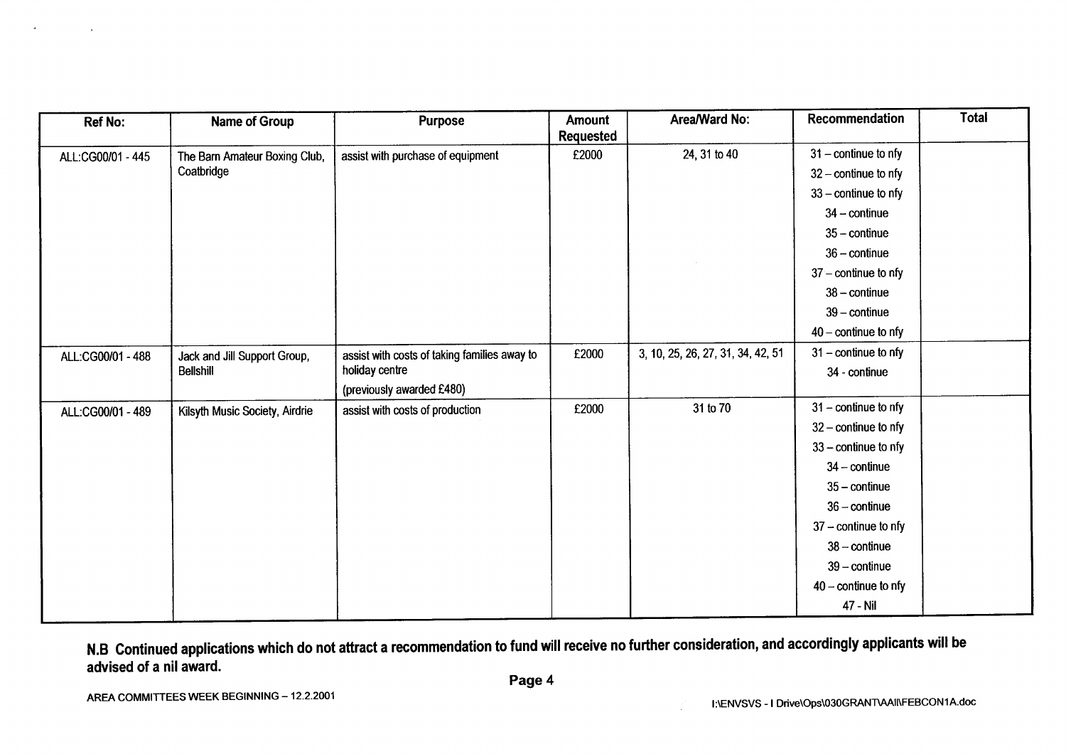| Ref No: | Name of Group | Purpose | Amount Requested | Area/Ward No: | Recommendation | Total |
|---|---|---|---|---|---|---|
| ALL:CG00/01 - 445 | The Barn Amateur Boxing Club, Coatbridge | assist with purchase of equipment | £2000 | 24, 31 to 40 | 31 – continue to nfy<br>32 – continue to nfy<br>33 – continue to nfy<br>34 – continue<br>35 – continue<br>36 – continue<br>37 – continue to nfy<br>38 – continue<br>39 – continue<br>40 – continue to nfy | |
| ALL:CG00/01 - 488 | Jack and Jill Support Group, Bellshill | assist with costs of taking families away to holiday centre<br>(previously awarded £480) | £2000 | 3, 10, 25, 26, 27, 31, 34, 42, 51 | 31 – continue to nfy<br>34 - continue | |
| ALL:CG00/01 - 489 | Kilsyth Music Society, Airdrie | assist with costs of production | £2000 | 31 to 70 | 31 – continue to nfy<br>32 – continue to nfy<br>33 – continue to nfy<br>34 – continue<br>35 – continue<br>36 – continue<br>37 – continue to nfy<br>38 – continue<br>39 – continue<br>40 – continue to nfy<br>47 - Nil | |

**N.B Continued applications which do not attract a recommendation to fund will receive no further consideration, and accordingly applicants will be advised of a nil award.**

AREA COMMITTEES WEEK BEGINNING – 12.2.2001

I:\ENVSVS - I Drive\Ops\030GRANT\AAII\FEBCON1A.doc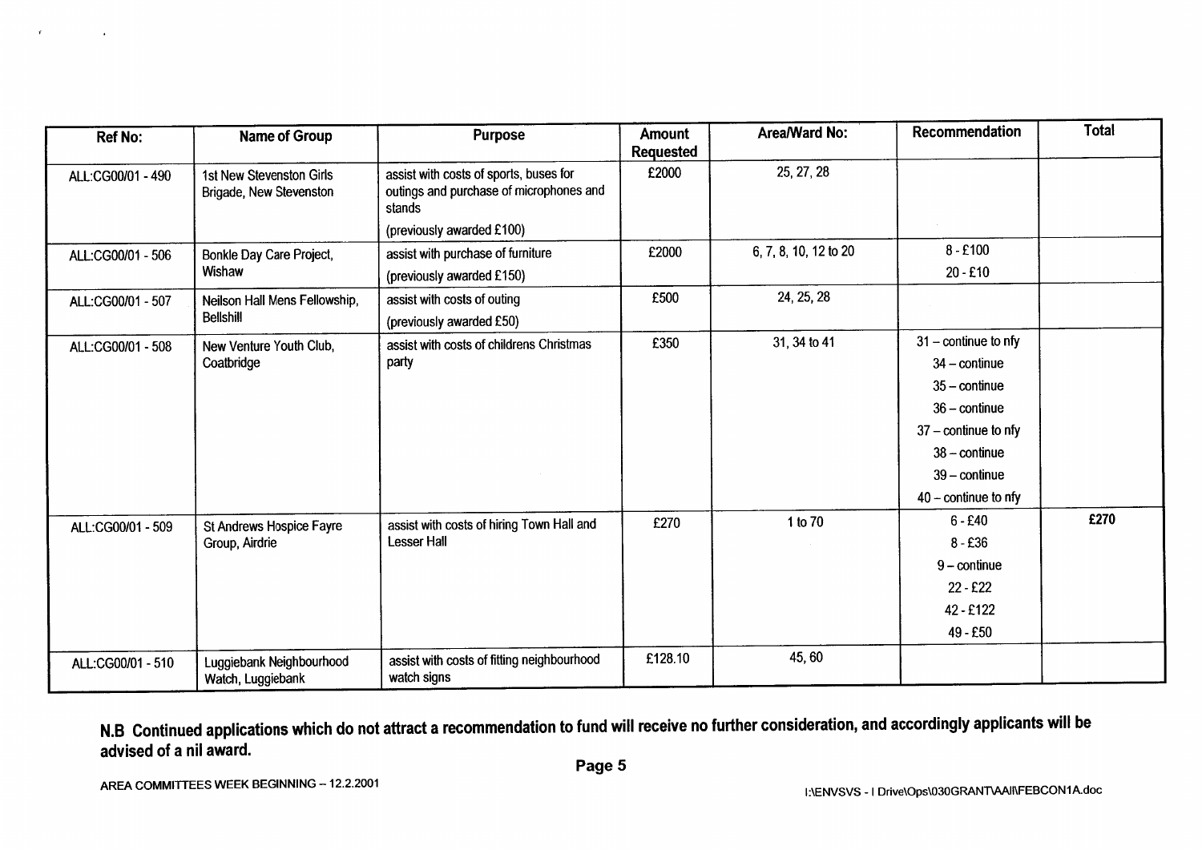| Ref No: | Name of Group | Purpose | Amount Requested | Area/Ward No: | Recommendation | Total |
|---|---|---|---|---|---|---|
| ALL:CG00/01 - 490 | 1st New Stevenston Girls Brigade, New Stevenston | assist with costs of sports, buses for outings and purchase of microphones and stands<br>(previously awarded £100) | £2000 | 25, 27, 28 | | |
| ALL:CG00/01 - 506 | Bonkle Day Care Project, Wishaw | assist with purchase of furniture<br>(previously awarded £150) | £2000 | 6, 7, 8, 10, 12 to 20 | 8 - £100<br>20 - £10 | |
| ALL:CG00/01 - 507 | Neilson Hall Mens Fellowship, Bellshill | assist with costs of outing<br>(previously awarded £50) | £500 | 24, 25, 28 | | |
| ALL:CG00/01 - 508 | New Venture Youth Club, Coatbridge | assist with costs of childrens Christmas party | £350 | 31, 34 to 41 | 31 – continue to nfy<br>34 – continue<br>35 – continue<br>36 – continue<br>37 – continue to nfy<br>38 – continue<br>39 – continue<br>40 – continue to nfy | |
| ALL:CG00/01 - 509 | St Andrews Hospice Fayre Group, Airdrie | assist with costs of hiring Town Hall and Lesser Hall | £270 | 1 to 70 | 6 - £40<br>8 - £36<br>9 – continue<br>22 - £22<br>42 - £122<br>49 - £50 | £270 |
| ALL:CG00/01 - 510 | Luggiebank Neighbourhood Watch, Luggiebank | assist with costs of fitting neighbourhood watch signs | £128.10 | 45, 60 | | |

**N.B Continued applications which do not attract a recommendation to fund will receive no further consideration, and accordingly applicants will be advised of a nil award.**

AREA COMMITTEES WEEK BEGINNING – 12.2.2001

I:\ENVSVS - I Drive\Ops\030GRANT\AAll\FEBCON1A.doc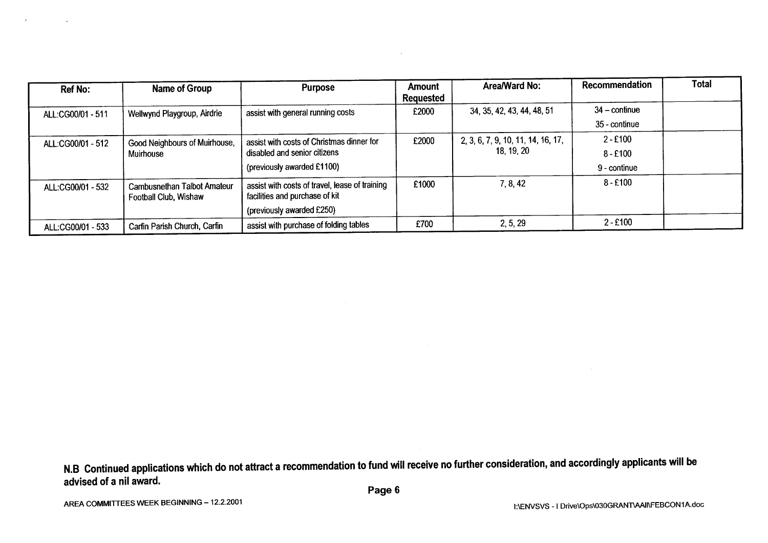| Ref No: | Name of Group | Purpose | Amount Requested | Area/Ward No: | Recommendation | Total |
|---|---|---|---|---|---|---|
| ALL:CG00/01 - 511 | Wellwynd Playgroup, Airdrie | assist with general running costs | £2000 | 34, 35, 42, 43, 44, 48, 51 | 34 – continue<br>35 - continue | |
| ALL:CG00/01 - 512 | Good Neighbours of Muirhouse, Muirhouse | assist with costs of Christmas dinner for disabled and senior citizens<br>(previously awarded £1100) | £2000 | 2, 3, 6, 7, 9, 10, 11, 14, 16, 17, 18, 19, 20 | 2 - £100<br>8 - £100<br>9 - continue | |
| ALL:CG00/01 - 532 | Cambusnethan Talbot Amateur Football Club, Wishaw | assist with costs of travel, lease of training facilities and purchase of kit<br>(previously awarded £250) | £1000 | 7, 8, 42 | 8 - £100 | |
| ALL:CG00/01 - 533 | Carfin Parish Church, Carfin | assist with purchase of folding tables | £700 | 2, 5, 29 | 2 - £100 | |

**N.B Continued applications which do not attract a recommendation to fund will receive no further consideration, and accordingly applicants will be advised of a nil award.**

AREA COMMITTEES WEEK BEGINNING – 12.2.2001

I:\ENVSVS - I Drive\Ops\030GRANT\AAII\FEBCON1A.doc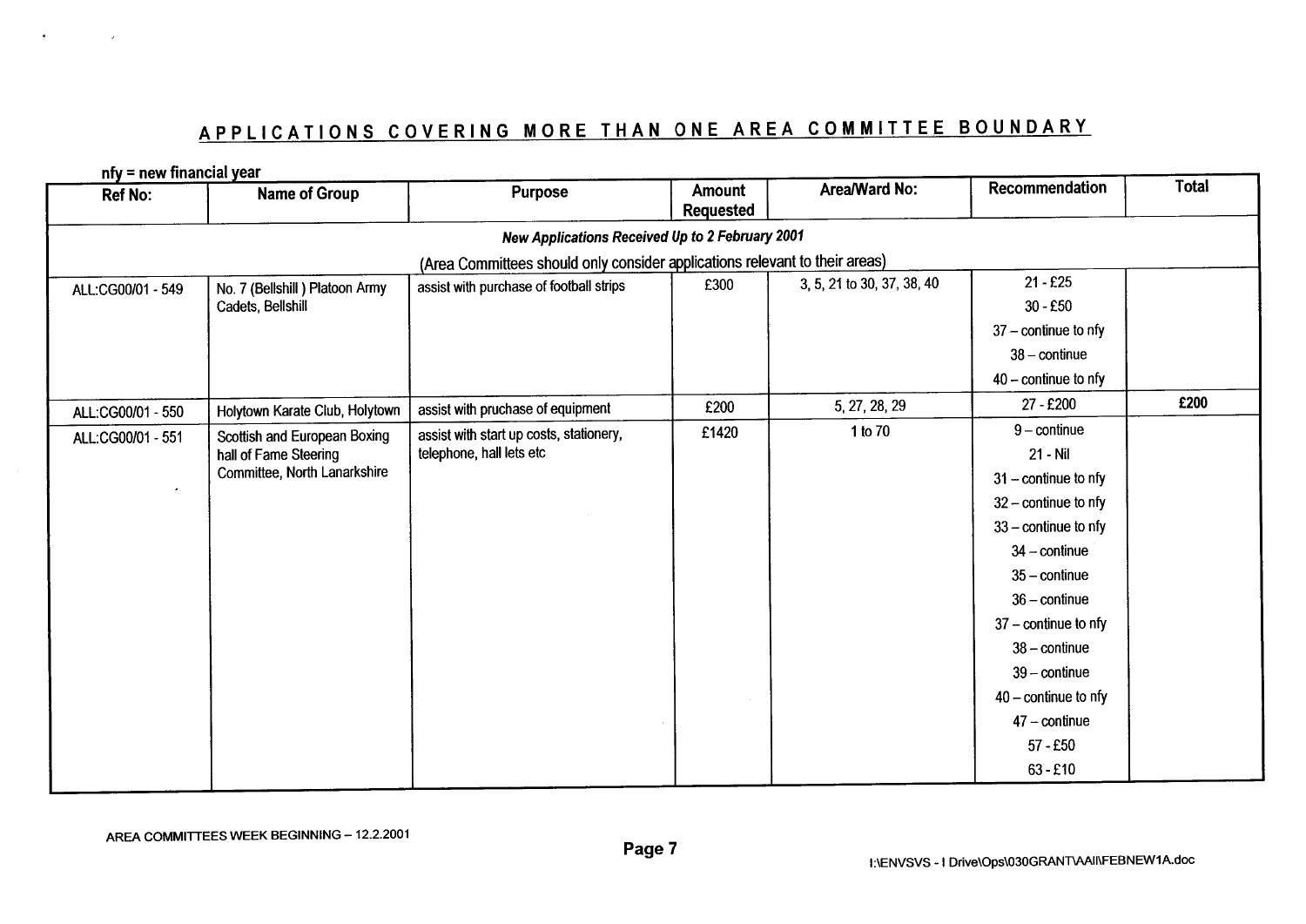## APPLICATIONS COVERING MORE THAN ONE AREA COMMITTEE BOUNDARY

nfy = new financial year

| Ref No: | Name of Group | Purpose | Amount Requested | Area/Ward No: | Recommendation | Total |
|---|---|---|---|---|---|---|
| ***New Applications Received Up to 2 February 2001*** | | | | | | |
| (Area Committees should only consider applications relevant to their areas) | | | | | | |
| ALL:CG00/01 - 549 | No. 7 (Bellshill ) Platoon Army Cadets, Bellshill | assist with purchase of football strips | £300 | 3, 5, 21 to 30, 37, 38, 40 | 21 - £25<br>30 - £50<br>37 – continue to nfy<br>38 – continue<br>40 – continue to nfy | |
| ALL:CG00/01 - 550 | Holytown Karate Club, Holytown | assist with pruchase of equipment | £200 | 5, 27, 28, 29 | 27 - £200 | £200 |
| ALL:CG00/01 - 551 | Scottish and European Boxing hall of Fame Steering Committee, North Lanarkshire | assist with start up costs, stationery, telephone, hall lets etc | £1420 | 1 to 70 | 9 – continue<br>21 - Nil<br>31 – continue to nfy<br>32 – continue to nfy<br>33 – continue to nfy<br>34 – continue<br>35 – continue<br>36 – continue<br>37 – continue to nfy<br>38 – continue<br>39 – continue<br>40 – continue to nfy<br>47 – continue<br>57 - £50<br>63 - £10 | |

AREA COMMITTEES WEEK BEGINNING – 12.2.2001

I:\ENVSVS - I Drive\Ops\030GRANT\AAII\FEBNEW1A.doc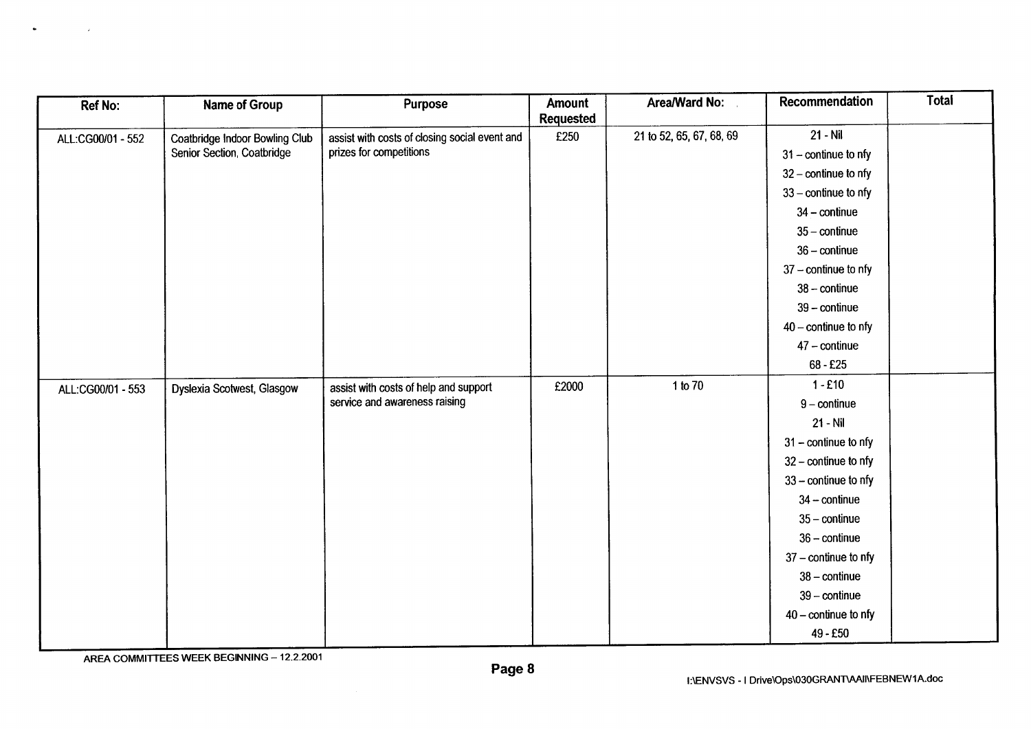| Ref No: | Name of Group | Purpose | Amount Requested | Area/Ward No: | Recommendation | Total |
| --- | --- | --- | --- | --- | --- | --- |
| ALL:CG00/01 - 552 | Coatbridge Indoor Bowling Club Senior Section, Coatbridge | assist with costs of closing social event and prizes for competitions | £250 | 21 to 52, 65, 67, 68, 69 | 21 - Nil<br>31 – continue to nfy<br>32 – continue to nfy<br>33 – continue to nfy<br>34 – continue<br>35 – continue<br>36 – continue<br>37 – continue to nfy<br>38 – continue<br>39 – continue<br>40 – continue to nfy<br>47 – continue<br>68 - £25 | |
| ALL:CG00/01 - 553 | Dyslexia Scotwest, Glasgow | assist with costs of help and support service and awareness raising | £2000 | 1 to 70 | 1 - £10<br>9 – continue<br>21 - Nil<br>31 – continue to nfy<br>32 – continue to nfy<br>33 – continue to nfy<br>34 – continue<br>35 – continue<br>36 – continue<br>37 – continue to nfy<br>38 – continue<br>39 – continue<br>40 – continue to nfy<br>49 - £50 | |

AREA COMMITTEES WEEK BEGINNING – 12.2.2001

I:\ENVSVS - I Drive\Ops\030GRANT\AAI\FEBNEW1A.doc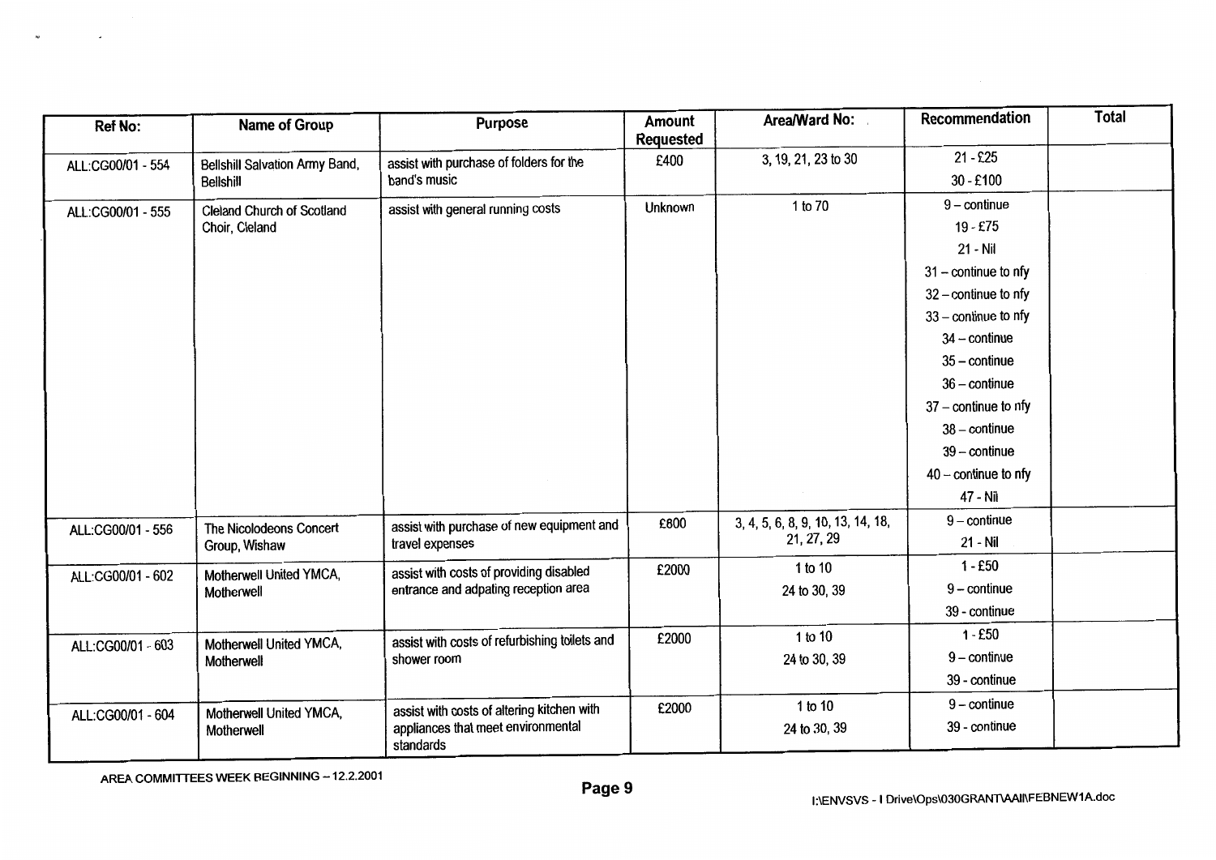| Ref No: | Name of Group | Purpose | Amount Requested | Area/Ward No: | Recommendation | Total |
|---|---|---|---|---|---|---|
| ALL:CG00/01 - 554 | Bellshill Salvation Army Band, Bellshill | assist with purchase of folders for the band's music | £400 | 3, 19, 21, 23 to 30 | 21 - £25<br>30 - £100 | |
| ALL:CG00/01 - 555 | Cleland Church of Scotland Choir, Cleland | assist with general running costs | Unknown | 1 to 70 | 9 – continue<br>19 - £75<br>21 - Nil<br>31 – continue to nfy<br>32 – continue to nfy<br>33 – continue to nfy<br>34 – continue<br>35 – continue<br>36 – continue<br>37 – continue to nfy<br>38 – continue<br>39 – continue<br>40 – continue to nfy<br>47 - Nil | |
| ALL:CG00/01 - 556 | The Nicolodeons Concert Group, Wishaw | assist with purchase of new equipment and travel expenses | £600 | 3, 4, 5, 6, 8, 9, 10, 13, 14, 18, 21, 27, 29 | 9 – continue<br>21 - Nil | |
| ALL:CG00/01 - 602 | Motherwell United YMCA, Motherwell | assist with costs of providing disabled entrance and adpating reception area | £2000 | 1 to 10<br>24 to 30, 39 | 1 - £50<br>9 – continue<br>39 - continue | |
| ALL:CG00/01 - 603 | Motherwell United YMCA, Motherwell | assist with costs of refurbishing toilets and shower room | £2000 | 1 to 10<br>24 to 30, 39 | 1 - £50<br>9 – continue<br>39 - continue | |
| ALL:CG00/01 - 604 | Motherwell United YMCA, Motherwell | assist with costs of altering kitchen with appliances that meet environmental standards | £2000 | 1 to 10<br>24 to 30, 39 | 9 – continue<br>39 - continue | |

AREA COMMITTEES WEEK BEGINNING – 12.2.2001

I:\ENVSVS - I Drive\Ops\030GRANT\AAII\FEBNEW1A.doc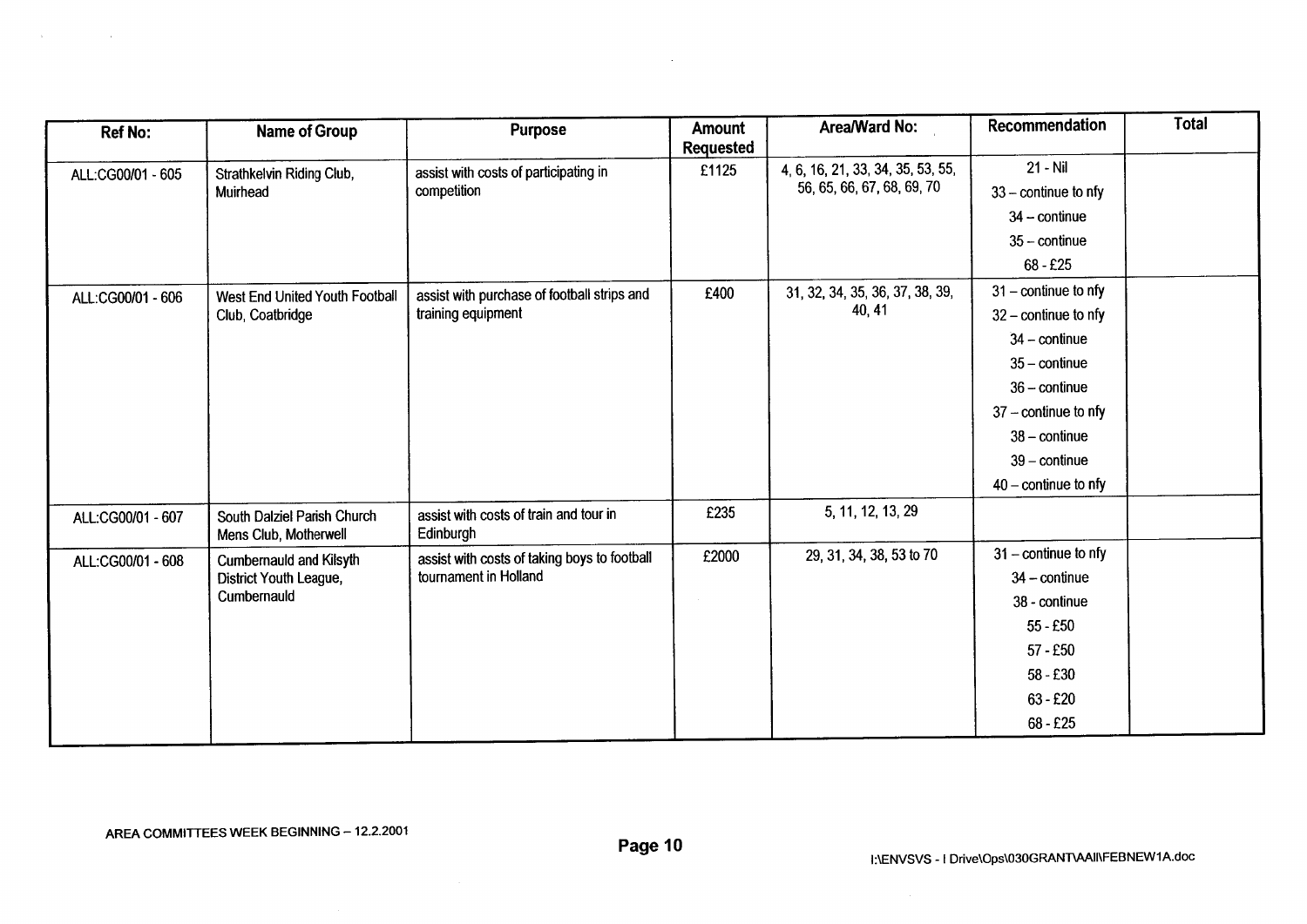| Ref No: | Name of Group | Purpose | Amount Requested | Area/Ward No: | Recommendation | Total |
|---|---|---|---|---|---|---|
| ALL:CG00/01 - 605 | Strathkelvin Riding Club, Muirhead | assist with costs of participating in competition | £1125 | 4, 6, 16, 21, 33, 34, 35, 53, 55, 56, 65, 66, 67, 68, 69, 70 | 21 - Nil<br>33 – continue to nfy<br>34 – continue<br>35 – continue<br>68 - £25 | |
| ALL:CG00/01 - 606 | West End United Youth Football Club, Coatbridge | assist with purchase of football strips and training equipment | £400 | 31, 32, 34, 35, 36, 37, 38, 39, 40, 41 | 31 – continue to nfy<br>32 – continue to nfy<br>34 – continue<br>35 – continue<br>36 – continue<br>37 – continue to nfy<br>38 – continue<br>39 – continue<br>40 – continue to nfy | |
| ALL:CG00/01 - 607 | South Dalziel Parish Church Mens Club, Motherwell | assist with costs of train and tour in Edinburgh | £235 | 5, 11, 12, 13, 29 | | |
| ALL:CG00/01 - 608 | Cumbernauld and Kilsyth District Youth League, Cumbernauld | assist with costs of taking boys to football tournament in Holland | £2000 | 29, 31, 34, 38, 53 to 70 | 31 – continue to nfy<br>34 – continue<br>38 - continue<br>55 - £50<br>57 - £50<br>58 - £30<br>63 - £20<br>68 - £25 | |

AREA COMMITTEES WEEK BEGINNING – 12.2.2001

I:\ENVSVS - I Drive\Ops\030GRANT\AAII\FEBNEW1A.doc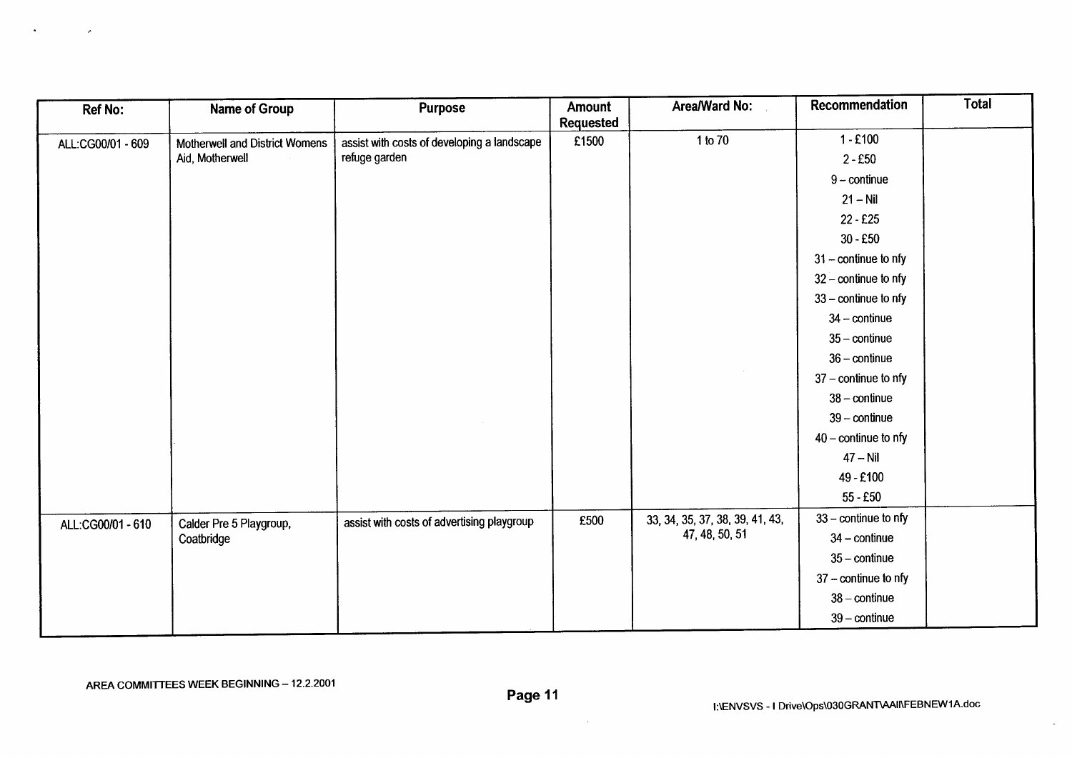| Ref No: | Name of Group | Purpose | Amount Requested | Area/Ward No: | Recommendation | Total |
|---|---|---|---|---|---|---|
| ALL:CG00/01 - 609 | Motherwell and District Womens Aid, Motherwell | assist with costs of developing a landscape refuge garden | £1500 | 1 to 70 | 1 - £100<br>2 - £50<br>9 – continue<br>21 – Nil<br>22 - £25<br>30 - £50<br>31 – continue to nfy<br>32 – continue to nfy<br>33 – continue to nfy<br>34 – continue<br>35 – continue<br>36 – continue<br>37 – continue to nfy<br>38 – continue<br>39 – continue<br>40 – continue to nfy<br>47 – Nil<br>49 - £100<br>55 - £50 | |
| ALL:CG00/01 - 610 | Calder Pre 5 Playgroup, Coatbridge | assist with costs of advertising playgroup | £500 | 33, 34, 35, 37, 38, 39, 41, 43, 47, 48, 50, 51 | 33 – continue to nfy<br>34 – continue<br>35 – continue<br>37 – continue to nfy<br>38 – continue<br>39 – continue | |

AREA COMMITTEES WEEK BEGINNING – 12.2.2001

I:\ENVSVS - I Drive\Ops\030GRANT\AAI\FEBNEW1A.doc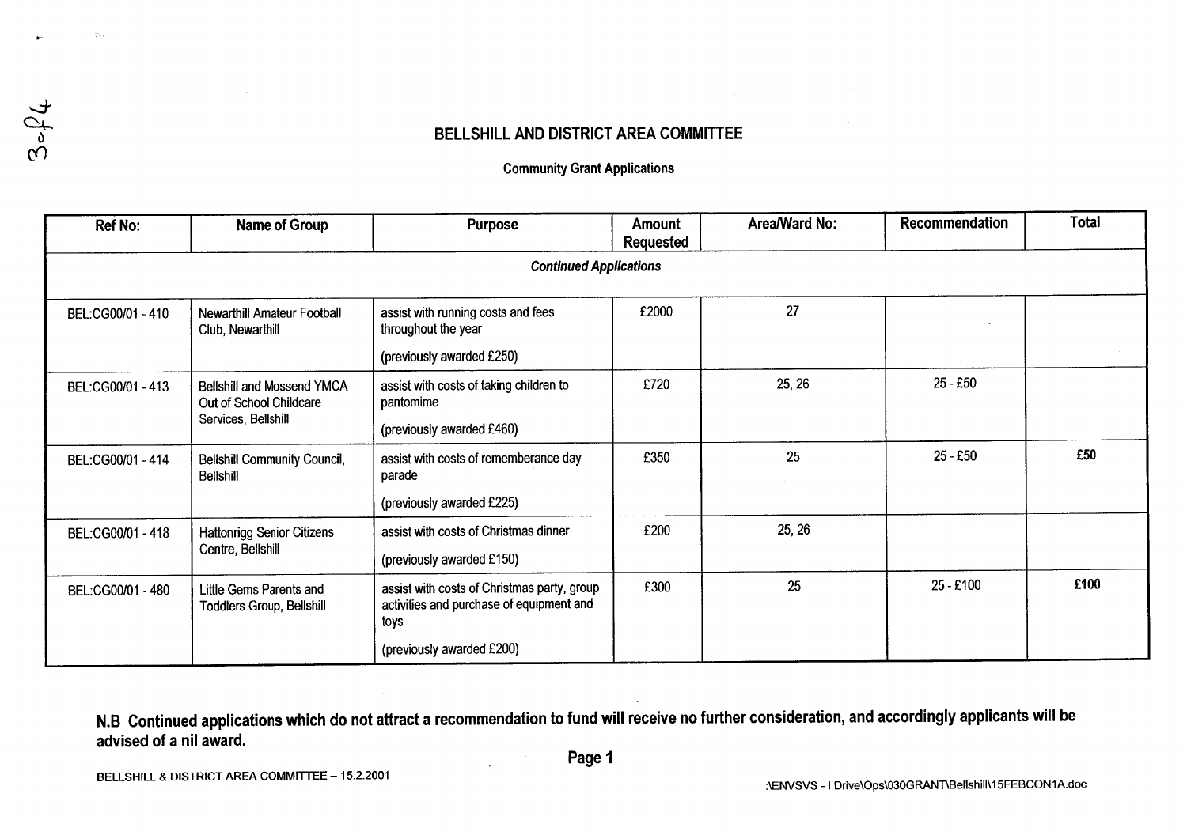## BELLSHILL AND DISTRICT AREA COMMITTEE

### Community Grant Applications

| Ref No: | Name of Group | Purpose | Amount Requested | Area/Ward No: | Recommendation | Total |
|---|---|---|---|---|---|---|
| | | ***Continued Applications*** | | | | |
| BEL:CG00/01 - 410 | Newarthill Amateur Football Club, Newarthill | assist with running costs and fees throughout the year<br>(previously awarded £250) | £2000 | 27 | | |
| BEL:CG00/01 - 413 | Bellshill and Mossend YMCA Out of School Childcare Services, Bellshill | assist with costs of taking children to pantomime<br>(previously awarded £460) | £720 | 25, 26 | 25 - £50 | |
| BEL:CG00/01 - 414 | Bellshill Community Council, Bellshill | assist with costs of rememberance day parade<br>(previously awarded £225) | £350 | 25 | 25 - £50 | £50 |
| BEL:CG00/01 - 418 | Hattonrigg Senior Citizens Centre, Bellshill | assist with costs of Christmas dinner<br>(previously awarded £150) | £200 | 25, 26 | | |
| BEL:CG00/01 - 480 | Little Gems Parents and Toddlers Group, Bellshill | assist with costs of Christmas party, group activities and purchase of equipment and toys<br>(previously awarded £200) | £300 | 25 | 25 - £100 | £100 |

**N.B Continued applications which do not attract a recommendation to fund will receive no further consideration, and accordingly applicants will be advised of a nil award.**

BELLSHILL & DISTRICT AREA COMMITTEE – 15.2.2001

:\ENVSVS - I Drive\Ops\030GRANT\Bellshill\15FEBCON1A.doc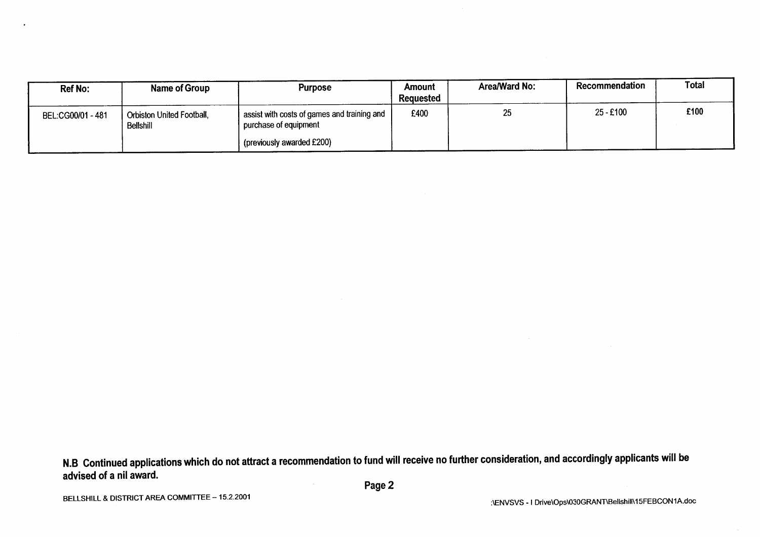| Ref No: | Name of Group | Purpose | Amount Requested | Area/Ward No: | Recommendation | Total |
|---|---|---|---|---|---|---|
| BEL:CG00/01 - 481 | Orbiston United Football, Bellshill | assist with costs of games and training and purchase of equipment<br><br>(previously awarded £200) | £400 | 25 | 25 - £100 | £100 |

**N.B Continued applications which do not attract a recommendation to fund will receive no further consideration, and accordingly applicants will be advised of a nil award.**

BELLSHILL & DISTRICT AREA COMMITTEE – 15.2.2001

:\ENVSVS - I Drive\Ops\030GRANT\Bellshill\15FEBCON1A.doc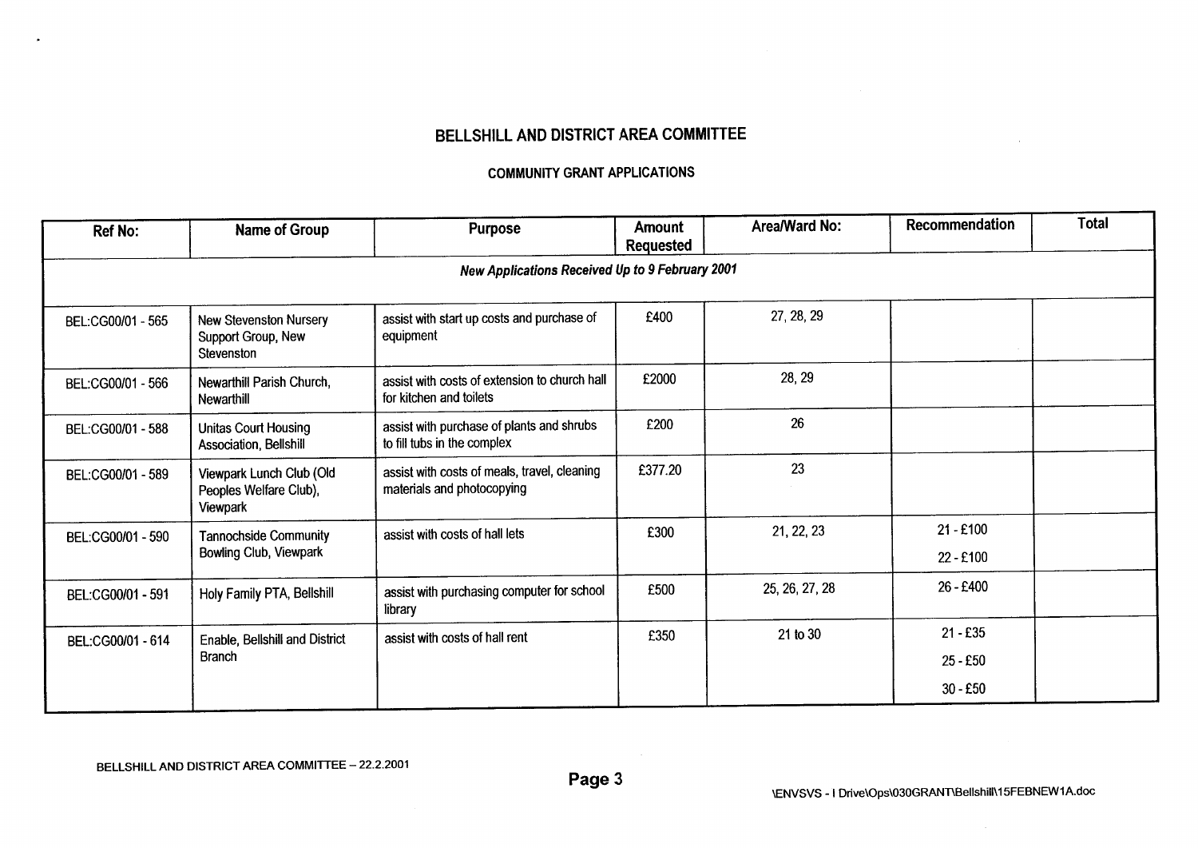# BELLSHILL AND DISTRICT AREA COMMITTEE

## COMMUNITY GRANT APPLICATIONS

| Ref No: | Name of Group | Purpose | Amount Requested | Area/Ward No: | Recommendation | Total |
|---|---|---|---|---|---|---|
| ***New Applications Received Up to 9 February 2001*** | | | | | | |
| BEL:CG00/01 - 565 | New Stevenston Nursery Support Group, New Stevenston | assist with start up costs and purchase of equipment | £400 | 27, 28, 29 | | |
| BEL:CG00/01 - 566 | Newarthill Parish Church, Newarthill | assist with costs of extension to church hall for kitchen and toilets | £2000 | 28, 29 | | |
| BEL:CG00/01 - 588 | Unitas Court Housing Association, Bellshill | assist with purchase of plants and shrubs to fill tubs in the complex | £200 | 26 | | |
| BEL:CG00/01 - 589 | Viewpark Lunch Club (Old Peoples Welfare Club), Viewpark | assist with costs of meals, travel, cleaning materials and photocopying | £377.20 | 23 | | |
| BEL:CG00/01 - 590 | Tannochside Community Bowling Club, Viewpark | assist with costs of hall lets | £300 | 21, 22, 23 | 21 - £100<br>22 - £100 | |
| BEL:CG00/01 - 591 | Holy Family PTA, Bellshill | assist with purchasing computer for school library | £500 | 25, 26, 27, 28 | 26 - £400 | |
| BEL:CG00/01 - 614 | Enable, Bellshill and District Branch | assist with costs of hall rent | £350 | 21 to 30 | 21 - £35<br>25 - £50<br>30 - £50 | |

BELLSHILL AND DISTRICT AREA COMMITTEE – 22.2.2001

\ENVSVS - I Drive\Ops\030GRANT\Bellshill\15FEBNEW1A.doc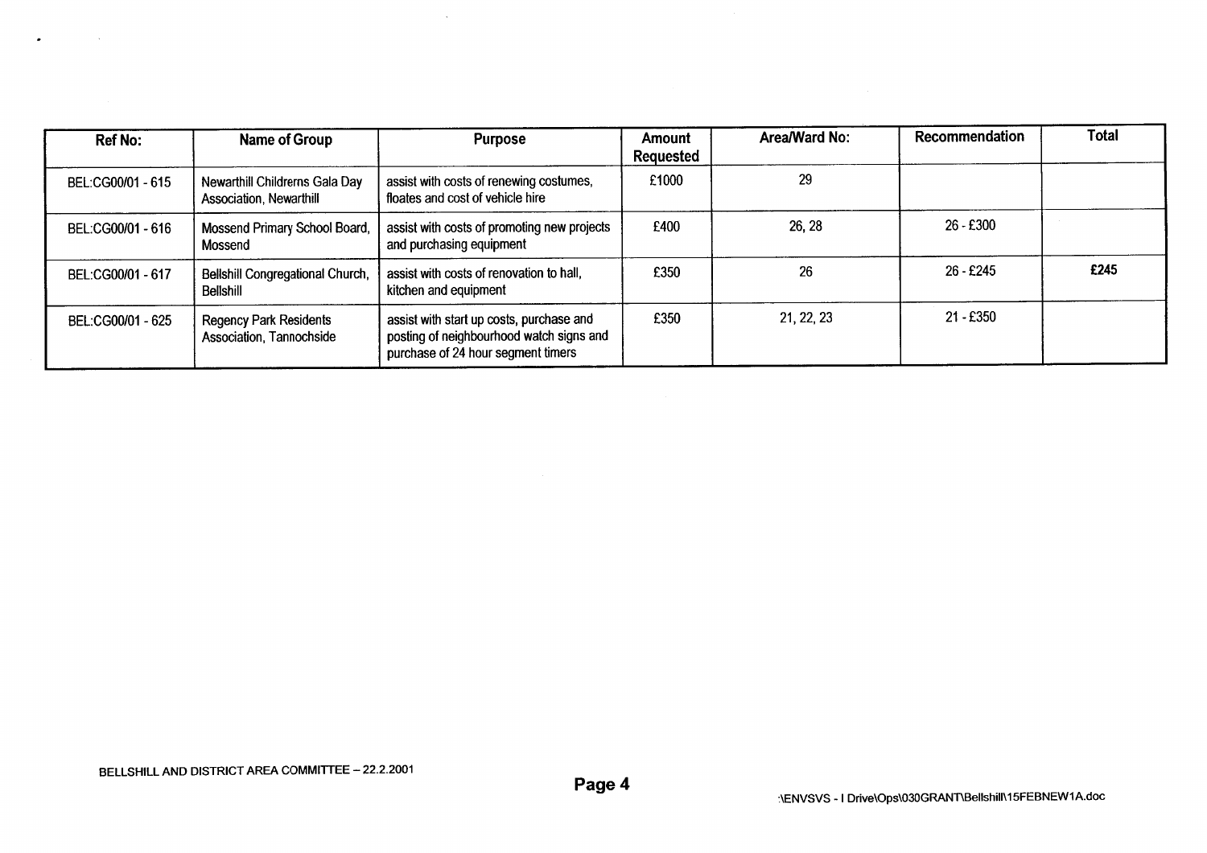| Ref No: | Name of Group | Purpose | Amount Requested | Area/Ward No: | Recommendation | Total |
| --- | --- | --- | --- | --- | --- | --- |
| BEL:CG00/01 - 615 | Newarthill Childrerns Gala Day Association, Newarthill | assist with costs of renewing costumes, floates and cost of vehicle hire | £1000 | 29 | | |
| BEL:CG00/01 - 616 | Mossend Primary School Board, Mossend | assist with costs of promoting new projects and purchasing equipment | £400 | 26, 28 | 26 - £300 | |
| BEL:CG00/01 - 617 | Bellshill Congregational Church, Bellshill | assist with costs of renovation to hall, kitchen and equipment | £350 | 26 | 26 - £245 | **£245** |
| BEL:CG00/01 - 625 | Regency Park Residents Association, Tannochside | assist with start up costs, purchase and posting of neighbourhood watch signs and purchase of 24 hour segment timers | £350 | 21, 22, 23 | 21 - £350 | |

BELLSHILL AND DISTRICT AREA COMMITTEE – 22.2.2001

:\ENVSVS - I Drive\Ops\030GRANT\Bellshill\15FEBNEW1A.doc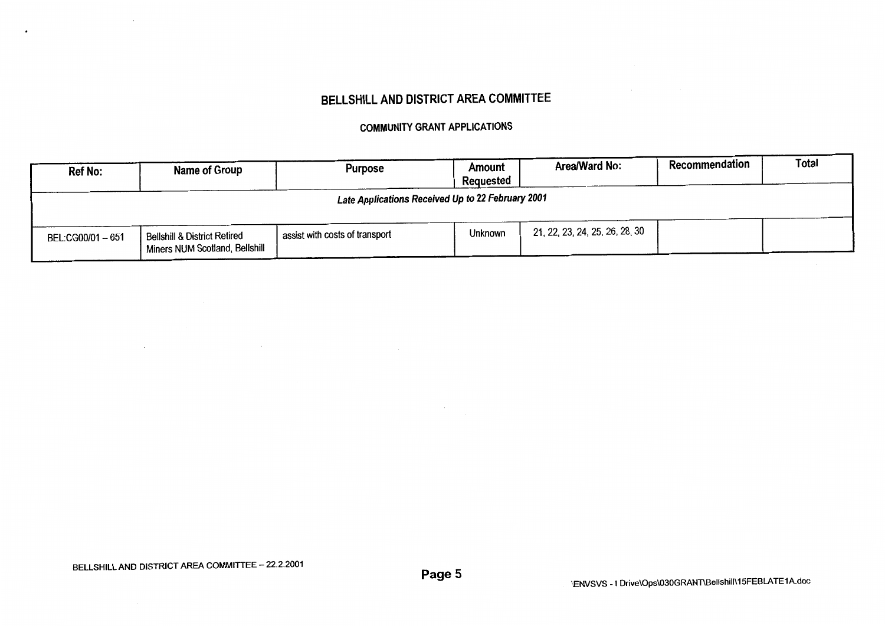# BELLSHILL AND DISTRICT AREA COMMITTEE

## COMMUNITY GRANT APPLICATIONS

| Ref No: | Name of Group | Purpose | Amount Requested | Area/Ward No: | Recommendation | Total |
|---|---|---|---|---|---|---|
| *Late Applications Received Up to 22 February 2001* | | | | | | |
| BEL:CG00/01 – 651 | Bellshill & District Retired Miners NUM Scotland, Bellshill | assist with costs of transport | Unknown | 21, 22, 23, 24, 25, 26, 28, 30 | | |

BELLSHILL AND DISTRICT AREA COMMITTEE – 22.2.2001

\ENVSVS - I Drive\Ops\030GRANT\Bellshill\15FEBLATE1A.doc